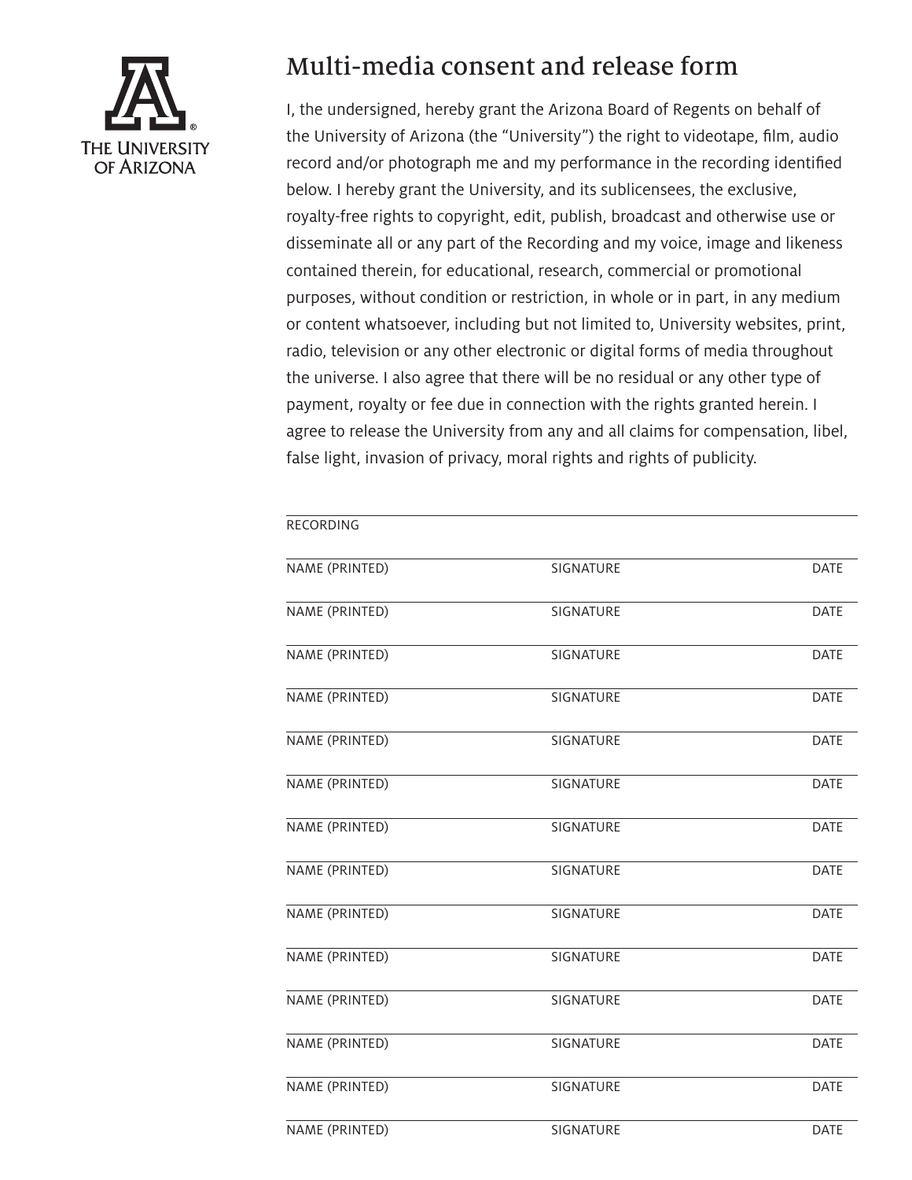THE UNIVERSITY OF ARIZONA

# Multi-media consent and release form

I, the undersigned, hereby grant the Arizona Board of Regents on behalf of the University of Arizona (the "University") the right to videotape, film, audio record and/or photograph me and my performance in the recording identified below. I hereby grant the University, and its sublicensees, the exclusive, royalty-free rights to copyright, edit, publish, broadcast and otherwise use or disseminate all or any part of the Recording and my voice, image and likeness contained therein, for educational, research, commercial or promotional purposes, without condition or restriction, in whole or in part, in any medium or content whatsoever, including but not limited to, University websites, print, radio, television or any other electronic or digital forms of media throughout the universe. I also agree that there will be no residual or any other type of payment, royalty or fee due in connection with the rights granted herein. I agree to release the University from any and all claims for compensation, libel, false light, invasion of privacy, moral rights and rights of publicity.

RECORDING

| NAME (PRINTED) | SIGNATURE | DATE |
| --- | --- | --- |
| NAME (PRINTED) | SIGNATURE | DATE |
| NAME (PRINTED) | SIGNATURE | DATE |
| NAME (PRINTED) | SIGNATURE | DATE |
| NAME (PRINTED) | SIGNATURE | DATE |
| NAME (PRINTED) | SIGNATURE | DATE |
| NAME (PRINTED) | SIGNATURE | DATE |
| NAME (PRINTED) | SIGNATURE | DATE |
| NAME (PRINTED) | SIGNATURE | DATE |
| NAME (PRINTED) | SIGNATURE | DATE |
| NAME (PRINTED) | SIGNATURE | DATE |
| NAME (PRINTED) | SIGNATURE | DATE |
| NAME (PRINTED) | SIGNATURE | DATE |
| NAME (PRINTED) | SIGNATURE | DATE |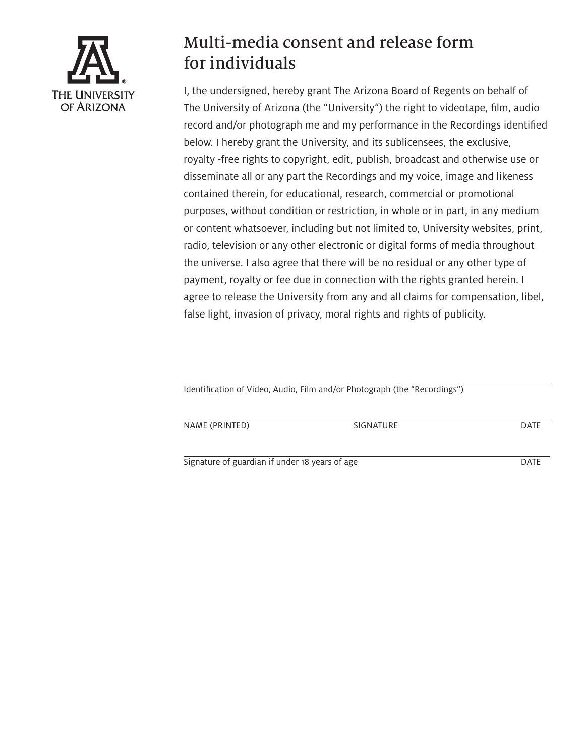THE UNIVERSITY OF ARIZONA

# Multi-media consent and release form for individuals

I, the undersigned, hereby grant The Arizona Board of Regents on behalf of The University of Arizona (the "University") the right to videotape, film, audio record and/or photograph me and my performance in the Recordings identified below. I hereby grant the University, and its sublicensees, the exclusive, royalty -free rights to copyright, edit, publish, broadcast and otherwise use or disseminate all or any part the Recordings and my voice, image and likeness contained therein, for educational, research, commercial or promotional purposes, without condition or restriction, in whole or in part, in any medium or content whatsoever, including but not limited to, University websites, print, radio, television or any other electronic or digital forms of media throughout the universe. I also agree that there will be no residual or any other type of payment, royalty or fee due in connection with the rights granted herein. I agree to release the University from any and all claims for compensation, libel, false light, invasion of privacy, moral rights and rights of publicity.

_______________________________________________

Identification of Video, Audio, Film and/or Photograph (the "Recordings")

_______________________________________________

NAME (PRINTED) SIGNATURE DATE

_______________________________________________

Signature of guardian if under 18 years of age DATE